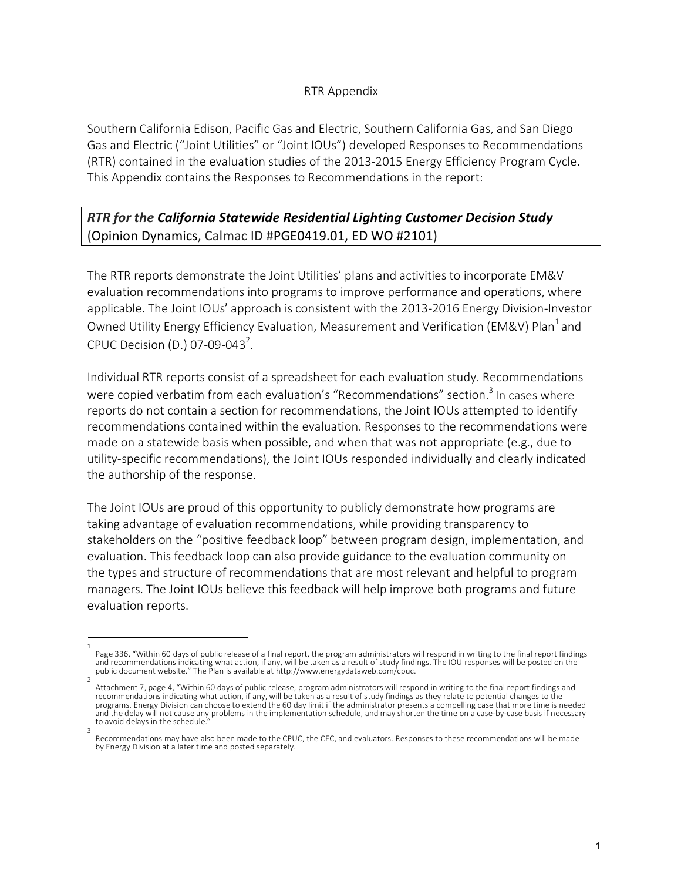## RTR Appendix

Southern California Edison, Pacific Gas and Electric, Southern California Gas, and San Diego Gas and Electric ("Joint Utilities" or "Joint IOUs") developed Responses to Recommendations (RTR) contained in the evaluation studies of the 2013-2015 Energy Efficiency Program Cycle. This Appendix contains the Responses to Recommendations in the report:

### *RTR for the **California Statewide Residential Lighting Customer Decision Study*** (Opinion Dynamics, Calmac ID #PGE0419.01, ED WO #2101)

The RTR reports demonstrate the Joint Utilities' plans and activities to incorporate EM&V evaluation recommendations into programs to improve performance and operations, where applicable. The Joint IOUs' approach is consistent with the 2013-2016 Energy Division-Investor Owned Utility Energy Efficiency Evaluation, Measurement and Verification (EM&V) Plan[1] and CPUC Decision (D.) 07-09-043[2].

Individual RTR reports consist of a spreadsheet for each evaluation study. Recommendations were copied verbatim from each evaluation's "Recommendations" section.[3] In cases where reports do not contain a section for recommendations, the Joint IOUs attempted to identify recommendations contained within the evaluation. Responses to the recommendations were made on a statewide basis when possible, and when that was not appropriate (e.g., due to utility-specific recommendations), the Joint IOUs responded individually and clearly indicated the authorship of the response.

The Joint IOUs are proud of this opportunity to publicly demonstrate how programs are taking advantage of evaluation recommendations, while providing transparency to stakeholders on the "positive feedback loop" between program design, implementation, and evaluation. This feedback loop can also provide guidance to the evaluation community on the types and structure of recommendations that are most relevant and helpful to program managers. The Joint IOUs believe this feedback will help improve both programs and future evaluation reports.

---

[1] Page 336, "Within 60 days of public release of a final report, the program administrators will respond in writing to the final report findings and recommendations indicating what action, if any, will be taken as a result of study findings. The IOU responses will be posted on the public document website." The Plan is available at http://www.energydataweb.com/cpuc.

[2] Attachment 7, page 4, "Within 60 days of public release, program administrators will respond in writing to the final report findings and recommendations indicating what action, if any, will be taken as a result of study findings as they relate to potential changes to the programs. Energy Division can choose to extend the 60 day limit if the administrator presents a compelling case that more time is needed and the delay will not cause any problems in the implementation schedule, and may shorten the time on a case-by-case basis if necessary to avoid delays in the schedule."

[3] Recommendations may have also been made to the CPUC, the CEC, and evaluators. Responses to these recommendations will be made by Energy Division at a later time and posted separately.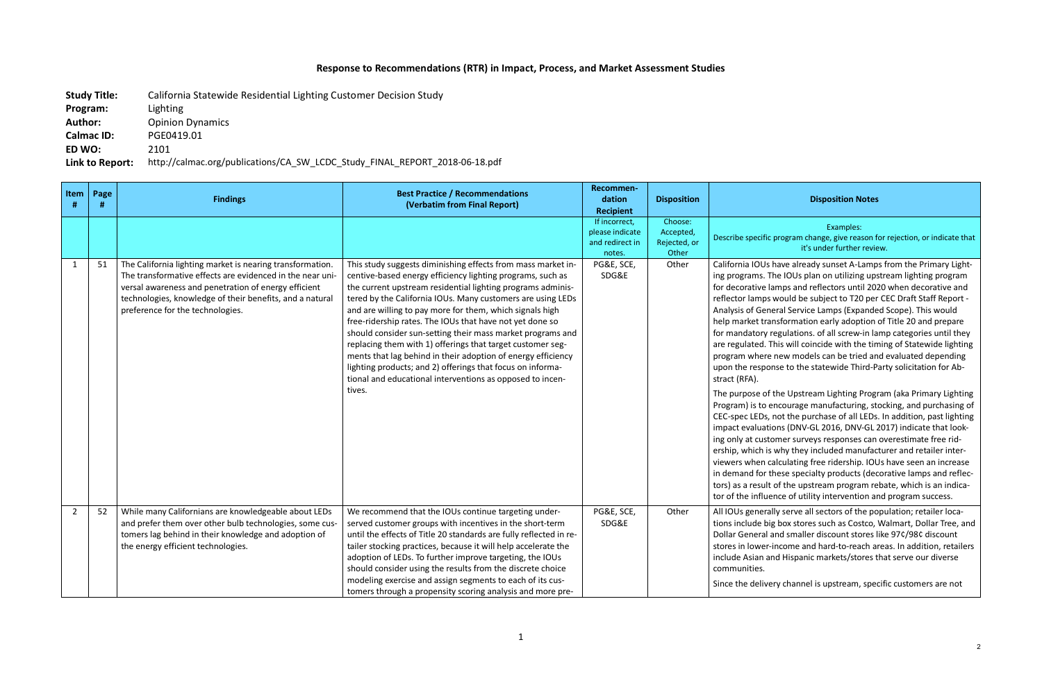# Response to Recommendations (RTR) in Impact, Process, and Market Assessment Studies

**Study Title:** California Statewide Residential Lighting Customer Decision Study
**Program:** Lighting
**Author:** Opinion Dynamics
**Calmac ID:** PGE0419.01
**ED WO:** 2101
**Link to Report:** http://calmac.org/publications/CA_SW_LCDC_Study_FINAL_REPORT_2018-06-18.pdf

| Item # | Page # | Findings | Best Practice / Recommendations (Verbatim from Final Report) | Recommendation Recipient | Disposition | Disposition Notes |
|---|---|---|---|---|---|---|
| | | | | If incorrect, please indicate and redirect in notes. | Choose: Accepted, Rejected, or Other | Examples: Describe specific program change, give reason for rejection, or indicate that it's under further review. |
| 1 | 51 | The California lighting market is nearing transformation. The transformative effects are evidenced in the near universal awareness and penetration of energy efficient technologies, knowledge of their benefits, and a natural preference for the technologies. | This study suggests diminishing effects from mass market incentive-based energy efficiency lighting programs, such as the current upstream residential lighting programs administered by the California IOUs. Many customers are using LEDs and are willing to pay more for them, which signals high free-ridership rates. The IOUs that have not yet done so should consider sun-setting their mass market programs and replacing them with 1) offerings that target customer segments that lag behind in their adoption of energy efficiency lighting products; and 2) offerings that focus on informational and educational interventions as opposed to incentives. | PG&E, SCE, SDG&E | Other | California IOUs have already sunset A-Lamps from the Primary Lighting programs. The IOUs plan on utilizing upstream lighting program for decorative lamps and reflectors until 2020 when decorative and reflector lamps would be subject to T20 per CEC Draft Staff Report - Analysis of General Service Lamps (Expanded Scope). This would help market transformation early adoption of Title 20 and prepare for mandatory regulations. of all screw-in lamp categories until they are regulated. This will coincide with the timing of Statewide lighting program where new models can be tried and evaluated depending upon the response to the statewide Third-Party solicitation for Abstract (RFA).<br><br>The purpose of the Upstream Lighting Program (aka Primary Lighting Program) is to encourage manufacturing, stocking, and purchasing of CEC-spec LEDs, not the purchase of all LEDs. In addition, past lighting impact evaluations (DNV-GL 2016, DNV-GL 2017) indicate that looking only at customer surveys responses can overestimate free ridership, which is why they included manufacturer and retailer interviewers when calculating free ridership. IOUs have seen an increase in demand for these specialty products (decorative lamps and reflectors) as a result of the upstream program rebate, which is an indicator of the influence of utility intervention and program success. |
| 2 | 52 | While many Californians are knowledgeable about LEDs and prefer them over other bulb technologies, some customers lag behind in their knowledge and adoption of the energy efficient technologies. | We recommend that the IOUs continue targeting underserved customer groups with incentives in the short-term until the effects of Title 20 standards are fully reflected in retailer stocking practices, because it will help accelerate the adoption of LEDs. To further improve targeting, the IOUs should consider using the results from the discrete choice modeling exercise and assign segments to each of its customers through a propensity scoring analysis and more pre- | PG&E, SCE, SDG&E | Other | All IOUs generally serve all sectors of the population; retailer locations include big box stores such as Costco, Walmart, Dollar Tree, and Dollar General and smaller discount stores like 97¢/98¢ discount stores in lower-income and hard-to-reach areas. In addition, retailers include Asian and Hispanic markets/stores that serve our diverse communities.<br><br>Since the delivery channel is upstream, specific customers are not |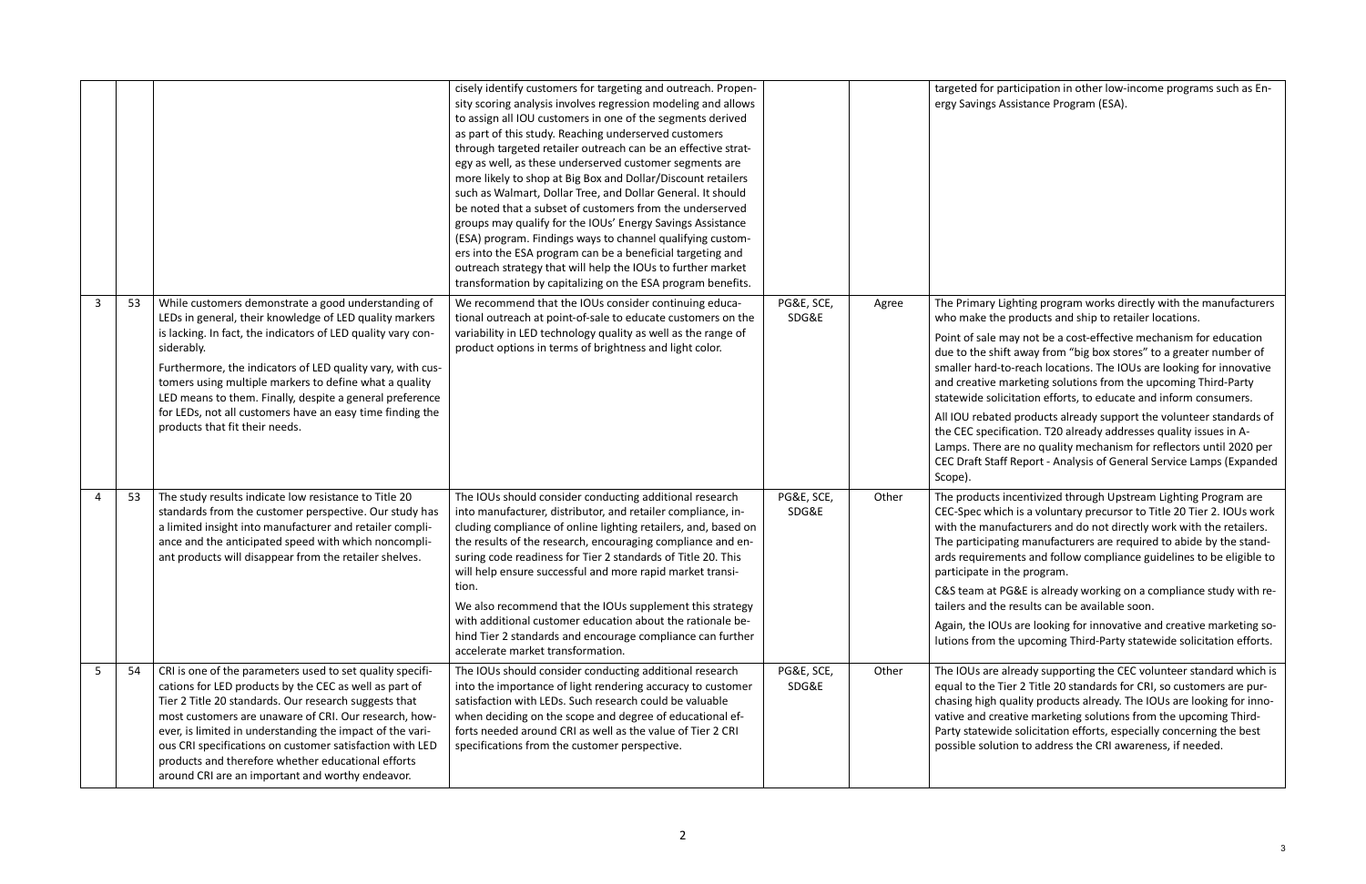| | | | | | | |
|---|---|---|---|---|---|---|
| | | | cisely identify customers for targeting and outreach. Propensity scoring analysis involves regression modeling and allows to assign all IOU customers in one of the segments derived as part of this study. Reaching underserved customers through targeted retailer outreach can be an effective strategy as well, as these underserved customer segments are more likely to shop at Big Box and Dollar/Discount retailers such as Walmart, Dollar Tree, and Dollar General. It should be noted that a subset of customers from the underserved groups may qualify for the IOUs' Energy Savings Assistance (ESA) program. Findings ways to channel qualifying customers into the ESA program can be a beneficial targeting and outreach strategy that will help the IOUs to further market transformation by capitalizing on the ESA program benefits. | | | targeted for participation in other low-income programs such as Energy Savings Assistance Program (ESA). |
| 3 | 53 | While customers demonstrate a good understanding of LEDs in general, their knowledge of LED quality markers is lacking. In fact, the indicators of LED quality vary considerably.<br><br>Furthermore, the indicators of LED quality vary, with customers using multiple markers to define what a quality LED means to them. Finally, despite a general preference for LEDs, not all customers have an easy time finding the products that fit their needs. | We recommend that the IOUs consider continuing educational outreach at point-of-sale to educate customers on the variability in LED technology quality as well as the range of product options in terms of brightness and light color. | PG&E, SCE, SDG&E | Agree | The Primary Lighting program works directly with the manufacturers who make the products and ship to retailer locations.<br><br>Point of sale may not be a cost-effective mechanism for education due to the shift away from "big box stores" to a greater number of smaller hard-to-reach locations. The IOUs are looking for innovative and creative marketing solutions from the upcoming Third-Party statewide solicitation efforts, to educate and inform consumers.<br><br>All IOU rebated products already support the volunteer standards of the CEC specification. T20 already addresses quality issues in A-Lamps. There are no quality mechanism for reflectors until 2020 per CEC Draft Staff Report - Analysis of General Service Lamps (Expanded Scope). |
| 4 | 53 | The study results indicate low resistance to Title 20 standards from the customer perspective. Our study has a limited insight into manufacturer and retailer compliance and the anticipated speed with which noncompliant products will disappear from the retailer shelves. | The IOUs should consider conducting additional research into manufacturer, distributor, and retailer compliance, including compliance of online lighting retailers, and, based on the results of the research, encouraging compliance and ensuring code readiness for Tier 2 standards of Title 20. This will help ensure successful and more rapid market transition.<br><br>We also recommend that the IOUs supplement this strategy with additional customer education about the rationale behind Tier 2 standards and encourage compliance can further accelerate market transformation. | PG&E, SCE, SDG&E | Other | The products incentivized through Upstream Lighting Program are CEC-Spec which is a voluntary precursor to Title 20 Tier 2. IOUs work with the manufacturers and do not directly work with the retailers. The participating manufacturers are required to abide by the standards requirements and follow compliance guidelines to be eligible to participate in the program.<br><br>C&S team at PG&E is already working on a compliance study with retailers and the results can be available soon.<br><br>Again, the IOUs are looking for innovative and creative marketing solutions from the upcoming Third-Party statewide solicitation efforts. |
| 5 | 54 | CRI is one of the parameters used to set quality specifications for LED products by the CEC as well as part of Tier 2 Title 20 standards. Our research suggests that most customers are unaware of CRI. Our research, however, is limited in understanding the impact of the various CRI specifications on customer satisfaction with LED products and therefore whether educational efforts around CRI are an important and worthy endeavor. | The IOUs should consider conducting additional research into the importance of light rendering accuracy to customer satisfaction with LEDs. Such research could be valuable when deciding on the scope and degree of educational efforts needed around CRI as well as the value of Tier 2 CRI specifications from the customer perspective. | PG&E, SCE, SDG&E | Other | The IOUs are already supporting the CEC volunteer standard which is equal to the Tier 2 Title 20 standards for CRI, so customers are purchasing high quality products already. The IOUs are looking for innovative and creative marketing solutions from the upcoming Third-Party statewide solicitation efforts, especially concerning the best possible solution to address the CRI awareness, if needed. |